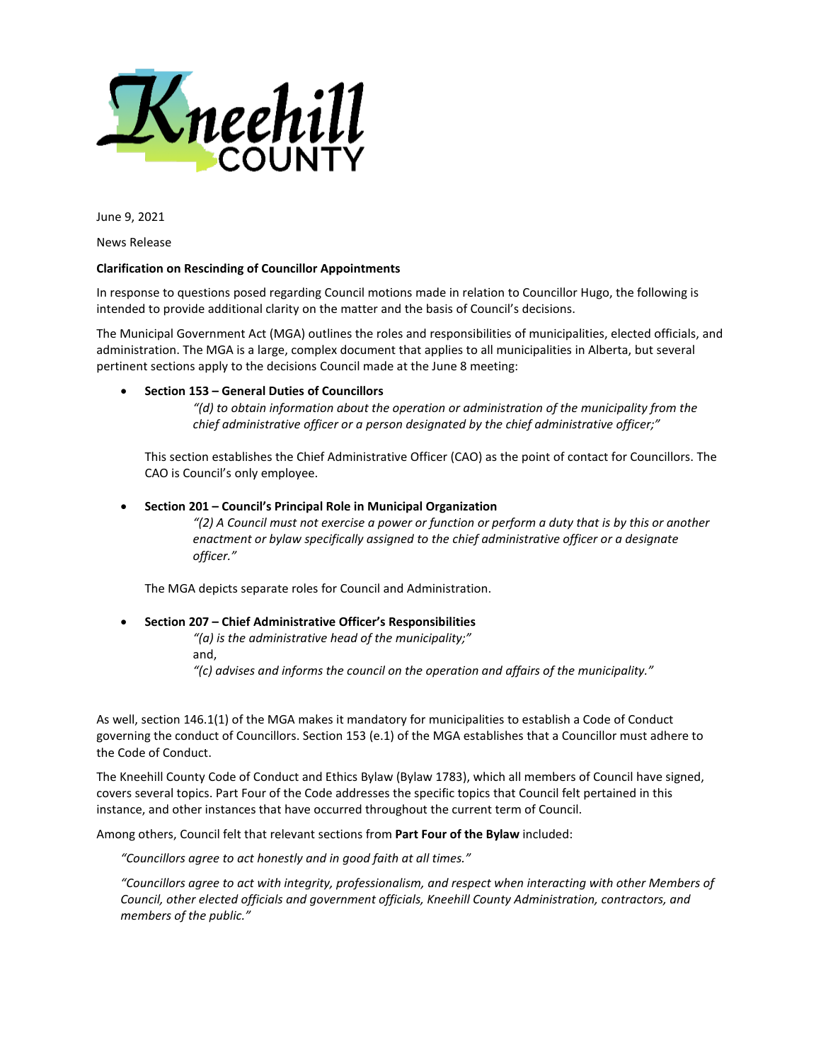Kneehill COUNTY

June 9, 2021

News Release

**Clarification on Rescinding of Councillor Appointments**

In response to questions posed regarding Council motions made in relation to Councillor Hugo, the following is intended to provide additional clarity on the matter and the basis of Council's decisions.

The Municipal Government Act (MGA) outlines the roles and responsibilities of municipalities, elected officials, and administration. The MGA is a large, complex document that applies to all municipalities in Alberta, but several pertinent sections apply to the decisions Council made at the June 8 meeting:

- **Section 153 – General Duties of Councillors**

  > *"(d) to obtain information about the operation or administration of the municipality from the chief administrative officer or a person designated by the chief administrative officer;"*

  This section establishes the Chief Administrative Officer (CAO) as the point of contact for Councillors. The CAO is Council's only employee.

- **Section 201 – Council's Principal Role in Municipal Organization**

  > *"(2) A Council must not exercise a power or function or perform a duty that is by this or another enactment or bylaw specifically assigned to the chief administrative officer or a designate officer."*

  The MGA depicts separate roles for Council and Administration.

- **Section 207 – Chief Administrative Officer's Responsibilities**

  > *"(a) is the administrative head of the municipality;"*
  > and,
  > *"(c) advises and informs the council on the operation and affairs of the municipality."*

As well, section 146.1(1) of the MGA makes it mandatory for municipalities to establish a Code of Conduct governing the conduct of Councillors. Section 153 (e.1) of the MGA establishes that a Councillor must adhere to the Code of Conduct.

The Kneehill County Code of Conduct and Ethics Bylaw (Bylaw 1783), which all members of Council have signed, covers several topics. Part Four of the Code addresses the specific topics that Council felt pertained in this instance, and other instances that have occurred throughout the current term of Council.

Among others, Council felt that relevant sections from **Part Four of the Bylaw** included:

> *"Councillors agree to act honestly and in good faith at all times."*

> *"Councillors agree to act with integrity, professionalism, and respect when interacting with other Members of Council, other elected officials and government officials, Kneehill County Administration, contractors, and members of the public."*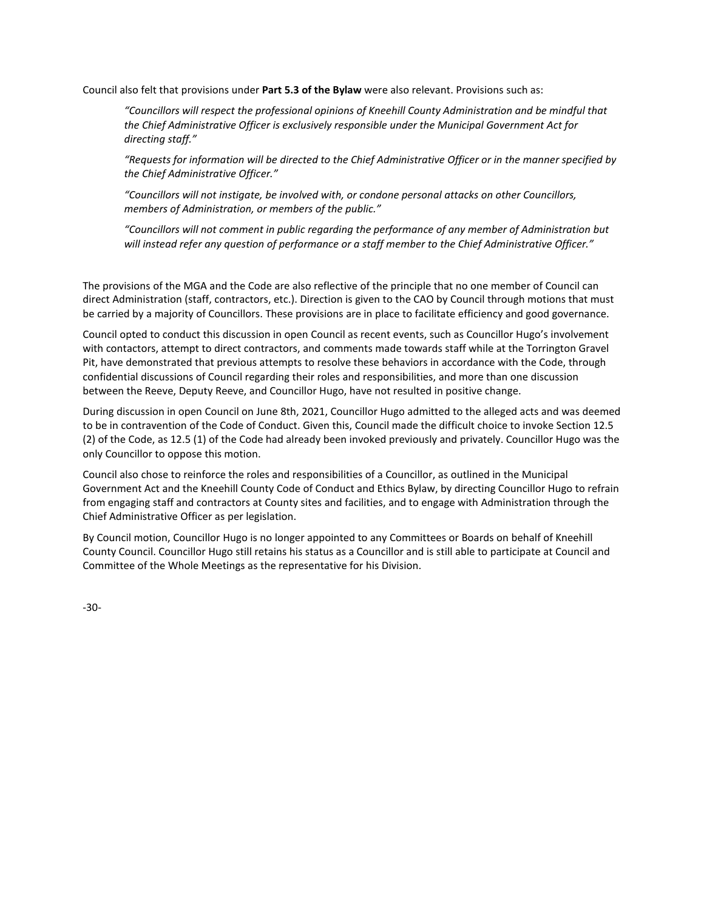Council also felt that provisions under **Part 5.3 of the Bylaw** were also relevant. Provisions such as:

> *"Councillors will respect the professional opinions of Kneehill County Administration and be mindful that the Chief Administrative Officer is exclusively responsible under the Municipal Government Act for directing staff."*
>
> *"Requests for information will be directed to the Chief Administrative Officer or in the manner specified by the Chief Administrative Officer."*
>
> *"Councillors will not instigate, be involved with, or condone personal attacks on other Councillors, members of Administration, or members of the public."*
>
> *"Councillors will not comment in public regarding the performance of any member of Administration but will instead refer any question of performance or a staff member to the Chief Administrative Officer."*

The provisions of the MGA and the Code are also reflective of the principle that no one member of Council can direct Administration (staff, contractors, etc.). Direction is given to the CAO by Council through motions that must be carried by a majority of Councillors. These provisions are in place to facilitate efficiency and good governance.

Council opted to conduct this discussion in open Council as recent events, such as Councillor Hugo's involvement with contactors, attempt to direct contractors, and comments made towards staff while at the Torrington Gravel Pit, have demonstrated that previous attempts to resolve these behaviors in accordance with the Code, through confidential discussions of Council regarding their roles and responsibilities, and more than one discussion between the Reeve, Deputy Reeve, and Councillor Hugo, have not resulted in positive change.

During discussion in open Council on June 8th, 2021, Councillor Hugo admitted to the alleged acts and was deemed to be in contravention of the Code of Conduct. Given this, Council made the difficult choice to invoke Section 12.5 (2) of the Code, as 12.5 (1) of the Code had already been invoked previously and privately. Councillor Hugo was the only Councillor to oppose this motion.

Council also chose to reinforce the roles and responsibilities of a Councillor, as outlined in the Municipal Government Act and the Kneehill County Code of Conduct and Ethics Bylaw, by directing Councillor Hugo to refrain from engaging staff and contractors at County sites and facilities, and to engage with Administration through the Chief Administrative Officer as per legislation.

By Council motion, Councillor Hugo is no longer appointed to any Committees or Boards on behalf of Kneehill County Council. Councillor Hugo still retains his status as a Councillor and is still able to participate at Council and Committee of the Whole Meetings as the representative for his Division.

-30-